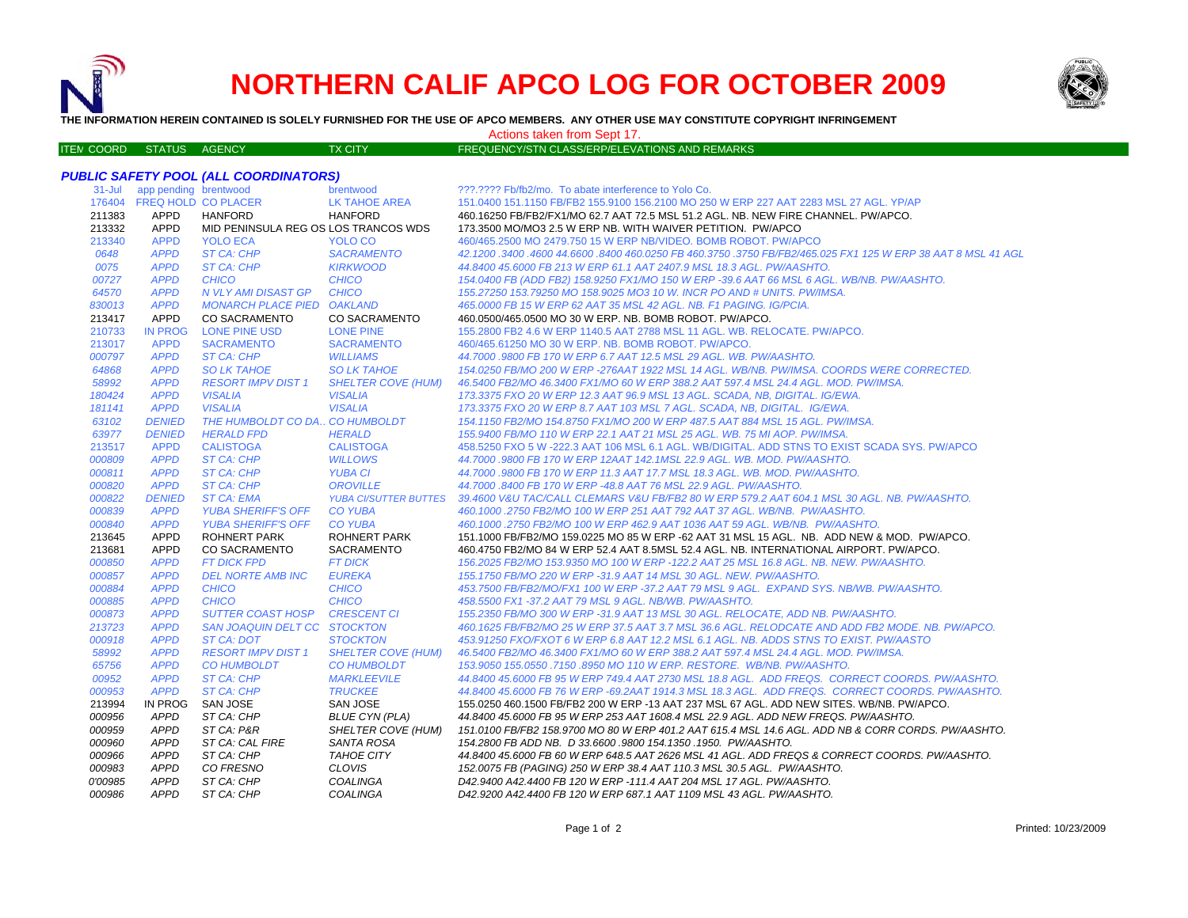# NORTHERN CALIF APCO LOG FOR OCTOBER 2009

**THE INFORMATION HEREIN CONTAINED IS SOLELY FURNISHED FOR THE USE OF APCO MEMBERS. ANY OTHER USE MAY CONSTITUTE COPYRIGHT INFRINGEMENT**

Actions taken from Sept 17.

| ITEM COORD | STATUS | AGENCY | TX CITY | FREQUENCY/STN CLASS/ERP/ELEVATIONS AND REMARKS |
|---|---|---|---|---|
| ***PUBLIC SAFETY POOL (ALL COORDINATORS)*** | | | | |
| 31-Jul | app pending | brentwood | brentwood | ???.???? Fb/fb2/mo. To abate interference to Yolo Co. |
| 176404 | FREQ HOLD | CO PLACER | LK TAHOE AREA | 151.0400 151.1150 FB/FB2 155.9100 156.2100 MO 250 W ERP 227 AAT 2283 MSL 27 AGL. YP/AP |
| 211383 | APPD | HANFORD | HANFORD | 460.16250 FB/FB2/FX1/MO 62.7 AAT 72.5 MSL 51.2 AGL. NB. NEW FIRE CHANNEL. PW/APCO. |
| 213332 | APPD | MID PENINSULA REG OS | LOS TRANCOS WDS | 173.3500 MO/MO3 2.5 W ERP NB. WITH WAIVER PETITION. PW/APCO |
| 213340 | APPD | YOLO ECA | YOLO CO | 460/465.2500 MO 2479.750 15 W ERP NB/VIDEO. BOMB ROBOT. PW/APCO |
| 0648 | APPD | ST CA: CHP | SACRAMENTO | 42.1200 .3400 .4600 44.6600 .8400 460.0250 FB 460.3750 .3750 FB/FB2/465.025 FX1 125 W ERP 38 AAT 8 MSL 41 AGL |
| 0075 | APPD | ST CA: CHP | KIRKWOOD | 44.8400 45.6000 FB 213 W ERP 61.1 AAT 2407.9 MSL 18.3 AGL. PW/AASHTO. |
| 00727 | APPD | CHICO | CHICO | 154.0400 FB (ADD FB2) 158.9250 FX1/MO 150 W ERP -39.6 AAT 66 MSL 6 AGL. WB/NB. PW/AASHTO. |
| 64570 | APPD | N VLY AMI DISAST GP | CHICO | 155.27250 153.79250 MO 158.9025 MO3 10 W. INCR PO AND # UNITS. PW/IMSA. |
| 830013 | APPD | MONARCH PLACE PIED | OAKLAND | 465.0000 FB 15 W ERP 62 AAT 35 MSL 42 AGL. NB. F1 PAGING. IG/PCIA. |
| 213417 | APPD | CO SACRAMENTO | CO SACRAMENTO | 460.0500/465.0500 MO 30 W ERP. NB. BOMB ROBOT. PW/APCO. |
| 210733 | IN PROG | LONE PINE USD | LONE PINE | 155.2800 FB2 4.6 W ERP 1140.5 AAT 2788 MSL 11 AGL. WB. RELOCATE. PW/APCO. |
| 213017 | APPD | SACRAMENTO | SACRAMENTO | 460/465.61250 MO 30 W ERP. NB. BOMB ROBOT. PW/APCO. |
| 000797 | APPD | ST CA: CHP | WILLIAMS | 44.7000 .9800 FB 170 W ERP 6.7 AAT 12.5 MSL 29 AGL. WB. PW/AASHTO. |
| 64868 | APPD | SO LK TAHOE | SO LK TAHOE | 154.0250 FB/MO 200 W ERP -276AAT 1922 MSL 14 AGL. WB/NB. PW/IMSA. COORDS WERE CORRECTED. |
| 58992 | APPD | RESORT IMPV DIST 1 | SHELTER COVE (HUM) | 46.5400 FB2/MO 46.3400 FX1/MO 60 W ERP 388.2 AAT 597.4 MSL 24.4 AGL. MOD. PW/IMSA. |
| 180424 | APPD | VISALIA | VISALIA | 173.3375 FXO 20 W ERP 12.3 AAT 96.9 MSL 13 AGL. SCADA, NB, DIGITAL. IG/EWA. |
| 181141 | APPD | VISALIA | VISALIA | 173.3375 FXO 20 W ERP 8.7 AAT 103 MSL 7 AGL. SCADA, NB, DIGITAL. IG/EWA. |
| 63102 | DENIED | THE HUMBOLDT CO DA.. | CO HUMBOLDT | 154.1150 FB2/MO 154.8750 FX1/MO 200 W ERP 487.5 AAT 884 MSL 15 AGL. PW/IMSA. |
| 63977 | DENIED | HERALD FPD | HERALD | 155.9400 FB/MO 110 W ERP 22.1 AAT 21 MSL 25 AGL. WB. 75 MI AOP. PW/IMSA. |
| 213517 | APPD | CALISTOGA | CALISTOGA | 458.5250 FXO 5 W -222.3 AAT 106 MSL 6.1 AGL. WB/DIGITAL. ADD STNS TO EXIST SCADA SYS. PW/APCO |
| 000809 | APPD | ST CA: CHP | WILLOWS | 44.7000 .9800 FB 170 W ERP 12AAT 142.1MSL 22.9 AGL. WB. MOD. PW/AASHTO. |
| 000811 | APPD | ST CA: CHP | YUBA CI | 44.7000 .9800 FB 170 W ERP 11.3 AAT 17.7 MSL 18.3 AGL. WB. MOD. PW/AASHTO. |
| 000820 | APPD | ST CA: CHP | OROVILLE | 44.7000 .8400 FB 170 W ERP -48.8 AAT 76 MSL 22.9 AGL. PW/AASHTO. |
| 000822 | DENIED | ST CA: EMA | YUBA CI/SUTTER BUTTES | 39.4600 V&U TAC/CALL CLEMARS V&U FB/FB2 80 W ERP 579.2 AAT 604.1 MSL 30 AGL. NB. PW/AASHTO. |
| 000839 | APPD | YUBA SHERIFF'S OFF | CO YUBA | 460.1000 .2750 FB2/MO 100 W ERP 251 AAT 792 AAT 37 AGL. WB/NB. PW/AASHTO. |
| 000840 | APPD | YUBA SHERIFF'S OFF | CO YUBA | 460.1000 .2750 FB2/MO 100 W ERP 462.9 AAT 1036 AAT 59 AGL. WB/NB. PW/AASHTO. |
| 213645 | APPD | ROHNERT PARK | ROHNERT PARK | 151.1000 FB/FB2/MO 159.0225 MO 85 W ERP -62 AAT 31 MSL 15 AGL. NB. ADD NEW & MOD. PW/APCO. |
| 213681 | APPD | CO SACRAMENTO | SACRAMENTO | 460.4750 FB2/MO 84 W ERP 52.4 AAT 8.5MSL 52.4 AGL. NB. INTERNATIONAL AIRPORT. PW/APCO. |
| 000850 | APPD | FT DICK FPD | FT DICK | 156.2025 FB2/MO 153.9350 MO 100 W ERP -122.2 AAT 25 MSL 16.8 AGL. NB. NEW. PW/AASHTO. |
| 000857 | APPD | DEL NORTE AMB INC | EUREKA | 155.1750 FB/MO 220 W ERP -31.9 AAT 14 MSL 30 AGL. NEW. PW/AASHTO. |
| 000884 | APPD | CHICO | CHICO | 453.7500 FB/FB2/MO/FX1 100 W ERP -37.2 AAT 79 MSL 9 AGL. EXPAND SYS. NB/WB. PW/AASHTO. |
| 000885 | APPD | CHICO | CHICO | 458.5500 FX1 -37.2 AAT 79 MSL 9 AGL. NB/WB. PW/AASHTO. |
| 000873 | APPD | SUTTER COAST HOSP | CRESCENT CI | 155.2350 FB/MO 300 W ERP -31.9 AAT 13 MSL 30 AGL. RELOCATE, ADD NB. PW/AASHTO. |
| 213723 | APPD | SAN JOAQUIN DELT CC | STOCKTON | 460.1625 FB/FB2/MO 25 W ERP 37.5 AAT 3.7 MSL 36.6 AGL. RELODCATE AND ADD FB2 MODE. NB. PW/APCO. |
| 000918 | APPD | ST CA: DOT | STOCKTON | 453.91250 FXO/FXOT 6 W ERP 6.8 AAT 12.2 MSL 6.1 AGL. NB. ADDS STNS TO EXIST. PW/AASTO |
| 58992 | APPD | RESORT IMPV DIST 1 | SHELTER COVE (HUM) | 46.5400 FB2/MO 46.3400 FX1/MO 60 W ERP 388.2 AAT 597.4 MSL 24.4 AGL. MOD. PW/IMSA. |
| 65756 | APPD | CO HUMBOLDT | CO HUMBOLDT | 153.9050 155.0550 .7150 .8950 MO 110 W ERP. RESTORE. WB/NB. PW/AASHTO. |
| 00952 | APPD | ST CA: CHP | MARKLEEVILE | 44.8400 45.6000 FB 95 W ERP 749.4 AAT 2730 MSL 18.8 AGL. ADD FREQS. CORRECT COORDS. PW/AASHTO. |
| 000953 | APPD | ST CA: CHP | TRUCKEE | 44.8400 45.6000 FB 76 W ERP -69.2AAT 1914.3 MSL 18.3 AGL. ADD FREQS. CORRECT COORDS. PW/AASHTO. |
| 213994 | IN PROG | SAN JOSE | SAN JOSE | 155.0250 460.1500 FB/FB2 200 W ERP -13 AAT 237 MSL 67 AGL. ADD NEW SITES. WB/NB. PW/APCO. |
| 000956 | APPD | ST CA: CHP | BLUE CYN (PLA) | 44.8400 45.6000 FB 95 W ERP 253 AAT 1608.4 MSL 22.9 AGL. ADD NEW FREQS. PW/AASHTO. |
| 000959 | APPD | ST CA: P&R | SHELTER COVE (HUM) | 151.0100 FB/FB2 158.9700 MO 80 W ERP 401.2 AAT 615.4 MSL 14.6 AGL. ADD NB & CORR CORDS. PW/AASHTO. |
| 000960 | APPD | ST CA: CAL FIRE | SANTA ROSA | 154.2800 FB ADD NB. D 33.6600 .9800 154.1350 .1950. PW/AASHTO. |
| 000966 | APPD | ST CA: CHP | TAHOE CITY | 44.8400 45.6000 FB 60 W ERP 648.5 AAT 2626 MSL 41 AGL. ADD FREQS & CORRECT COORDS. PW/AASHTO. |
| 000983 | APPD | CO FRESNO | CLOVIS | 152.0075 FB (PAGING) 250 W ERP 38.4 AAT 110.3 MSL 30.5 AGL. PW/AASHTO. |
| 0'00985 | APPD | ST CA: CHP | COALINGA | D42.9400 A42.4400 FB 120 W ERP -111.4 AAT 204 MSL 17 AGL. PW/AASHTO. |
| 000986 | APPD | ST CA: CHP | COALINGA | D42.9200 A42.4400 FB 120 W ERP 687.1 AAT 1109 MSL 43 AGL. PW/AASHTO. |

Printed: 10/23/2009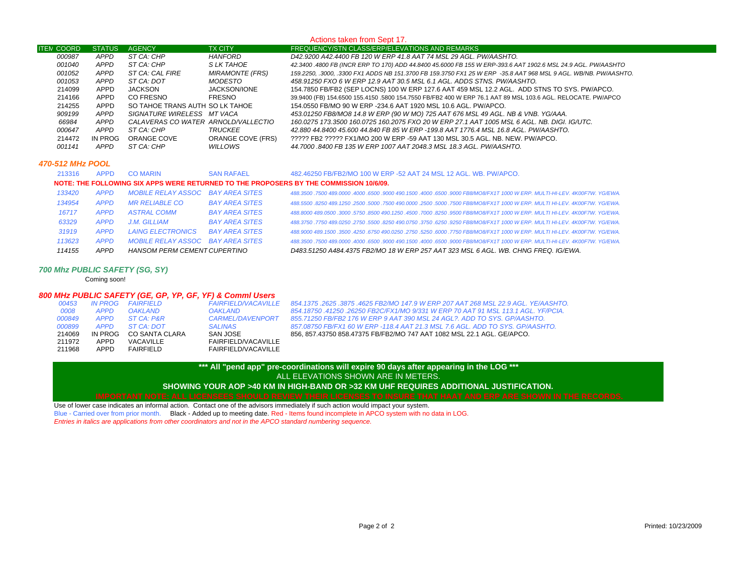Actions taken from Sept 17.

| ITEM COORD | STATUS | AGENCY | TX CITY | FREQUENCY/STN CLASS/ERP/ELEVATIONS AND REMARKS |
|---|---|---|---|---|
| *000987* | *APPD* | *ST CA: CHP* | *HANFORD* | *D42.9200 A42.4400 FB 120 W ERP 41.8 AAT 74 MSL 29 AGL. PW/AASHTO.* |
| *001040* | *APPD* | *ST CA: CHP* | *S LK TAHOE* | *42.3400 .4800 FB (INCR ERP TO 170) ADD 44.8400 45.6000 FB 155 W ERP-393.6 AAT 1902.6 MSL 24.9 AGL. PW/AASHTO* |
| *001052* | *APPD* | *ST CA: CAL FIRE* | *MIRAMONTE (FRS)* | *159.2250, .3000, .3300 FX1 ADDS NB 151.3700 FB 159.3750 FX1 25 W ERP -35.8 AAT 968 MSL 9 AGL. WB/NB. PW/AASHTO.* |
| *001053* | *APPD* | *ST CA: DOT* | *MODESTO* | *458.91250 FXO 6 W ERP 12.9 AAT 30.5 MSL 6.1 AGL. ADDS STNS. PW/AASHTO.* |
| 214099 | APPD | JACKSON | JACKSON/IONE | 154.7850 FB/FB2 (SEP LOCNS) 100 W ERP 127.6 AAT 459 MSL 12.2 AGL. ADD STNS TO SYS. PW/APCO. |
| 214166 | APPD | CO FRESNO | FRESNO | 39.9400 (FB) 154.6500 155.4150 .5800 154.7550 FB/FB2 400 W ERP 76.1 AAT 89 MSL 103.6 AGL. RELOCATE. PW/APCO |
| 214255 | APPD | SO TAHOE TRANS AUTH | SO LK TAHOE | 154.0550 FB/MO 90 W ERP -234.6 AAT 1920 MSL 10.6 AGL. PW/APCO. |
| *909199* | *APPD* | *SIGNATURE WIRELESS* | *MT VACA* | *453.01250 FB8/MO8 14.8 W ERP (90 W MO) 725 AAT 676 MSL 49 AGL. NB & VNB. YG/AAA.* |
| *66984* | *APPD* | *CALAVERAS CO WATER* | *ARNOLD/VALLECTIO* | *160.0275 173.3500 160.0725 160.2075 FXO 20 W ERP 27.1 AAT 1005 MSL 6 AGL. NB. DIGI. IG/UTC.* |
| *000647* | *APPD* | *ST CA: CHP* | *TRUCKEE* | *42.880 44.8400 45.600 44.840 FB 85 W ERP -199.8 AAT 1776.4 MSL 16.8 AGL. PW/AASHTO.* |
| 214472 | IN PROG | ORANGE COVE | ORANGE COVE (FRS) | ????? FB2 ????? FX1/MO 200 W ERP -59 AAT 130 MSL 30.5 AGL. NB. NEW. PW/APCO. |
| *001141* | *APPD* | *ST CA: CHP* | *WILLOWS* | *44.7000 .8400 FB 135 W ERP 1007 AAT 2048.3 MSL 18.3 AGL. PW/AASHTO.* |

### *470-512 MHz POOL*

| | | | | |
|---|---|---|---|---|
| 213316 | APPD | CO MARIN | SAN RAFAEL | 482.46250 FB/FB2/MO 100 W ERP -52 AAT 24 MSL 12 AGL. WB. PW/APCO. |

**NOTE: THE FOLLOWING SIX APPS WERE RETURNED TO THE PROPOSERS BY THE COMMISSION 10/6/09.**

| | | | | |
|---|---|---|---|---|
| *133420* | *APPD* | *MOBILE RELAY ASSOC* | *BAY AREA SITES* | *488.3500 .7500 489.0000 .4000 .6500 .9000 490.1500 .4000 .6500 .9000 FB8/MO8/FX1T 1000 W ERP. MULTI-HI-LEV. 4K00F7W. YG/EWA.* |
| *134954* | *APPD* | *MR RELIABLE CO* | *BAY AREA SITES* | *488.5500 .8250 489.1250 .2500 .5000 .7500 490.0000 .2500 .5000 .7500 FB8/MO8/FX1T 1000 W ERP. MULTI HI-LEV. 4K00F7W. YG/EWA.* |
| *16717* | *APPD* | *ASTRAL COMM* | *BAY AREA SITES* | *488.8000 489.0500 .3000 .5750 .8500 490.1250 .4500 .7000 .8250 .9500 FB8/MO8/FX1T 1000 W ERP. MULTI HI-LEV. 4K00F7W. YG/EWA.* |
| *63329* | *APPD* | *J.M. GILLIAM* | *BAY AREA SITES* | *488.3750 .7750 489.0250 .2750 .5500 .8250 490.0750 .3750 .6250 .9250 FB8/MO8/FX1T 1000 W ERP. MULTI HI-LEV. 4K00F7W. YG/EWA.* |
| *31919* | *APPD* | *LAING ELECTRONICS* | *BAY AREA SITES* | *488.9000 489.1500 .3500 .4250 .6750 490.0250 .2750 .5250 .6000 .7750 FB8/MO8/FX1T 1000 W ERP. MULTI HI-LEV. 4K00F7W. YG/EWA.* |
| *113623* | *APPD* | *MOBILE RELAY ASSOC* | *BAY AREA SITES* | *488.3500 .7500 489.0000 .4000 .6500 .9000 490.1500 .4000 .6500 .9000 FB8/MO8/FX1T 1000 W ERP. MULTI-HI-LEV. 4K00F7W. YG/EWA.* |
| *114155* | *APPD* | *HANSOM PERM CEMENT* | *CUPERTINO* | *D483.51250 A484.4375 FB2/MO 18 W ERP 257 AAT 323 MSL 6 AGL. WB. CHNG FREQ. IG/EWA.* |

### *700 Mhz PUBLIC SAFETY (SG, SY)*

Coming soon!

### *800 MHz PUBLIC SAFETY (GE, GP, YP, GF, YF) & Comml Users*

| | | | | |
|---|---|---|---|---|
| *00453* | *IN PROG* | *FAIRFIELD* | *FAIRFIELD/VACAVILLE* | *854.1375 .2625 .3875 .4625 FB2/MO 147.9 W ERP 207 AAT 268 MSL 22.9 AGL. YE/AASHTO.* |
| *0008* | *APPD* | *OAKLAND* | *OAKLAND* | *854.18750 .41250 .26250 FB2C/FX1/MO 9/331 W ERP 70 AAT 91 MSL 113.1 AGL. YF/PCIA.* |
| *000849* | *APPD* | *ST CA: P&R* | *CARMEL/DAVENPORT* | *855.71250 FB/FB2 176 W ERP 9 AAT 390 MSL 24 AGL?. ADD TO SYS. GP/AASHTO.* |
| *000899* | *APPD* | *ST CA: DOT* | *SALINAS* | *857.08750 FB/FX1 60 W ERP -118.4 AAT 21.3 MSL 7.6 AGL. ADD TO SYS. GP/AASHTO.* |
| 214069 | IN PROG | CO SANTA CLARA | SAN JOSE | 856, 857.43750 858.47375 FB/FB2/MO 747 AAT 1082 MSL 22.1 AGL. GE/APCO. |
| 211972 | APPD | VACAVILLE | FAIRFIELD/VACAVILLE | |
| 211968 | APPD | FAIRFIELD | FAIRFIELD/VACAVILLE | |

**\*\*\* All "pend app" pre-coordinations will expire 90 days after appearing in the LOG \*\*\***

ALL ELEVATIONS SHOWN ARE IN METERS.

**SHOWING YOUR AOP >40 KM IN HIGH-BAND OR >32 KM UHF REQUIRES ADDITIONAL JUSTIFICATION.**

**IMPORTANT NOTE: ALL LICENSEES SHOULD REVIEW THEIR LICENSES TO INSURE THAT HAAT AND ERP ARE SHOWN IN THE RECORDS.**

Use of lower case indicates an informal action. Contact one of the advisors immediately if such action would impact your system.

Blue - Carried over from prior month. Black - Added up to meeting date. Red - Items found incomplete in APCO system with no data in LOG.

*Entries in italics are applications from other coordinators and not in the APCO standard numbering sequence.*

Printed: 10/23/2009